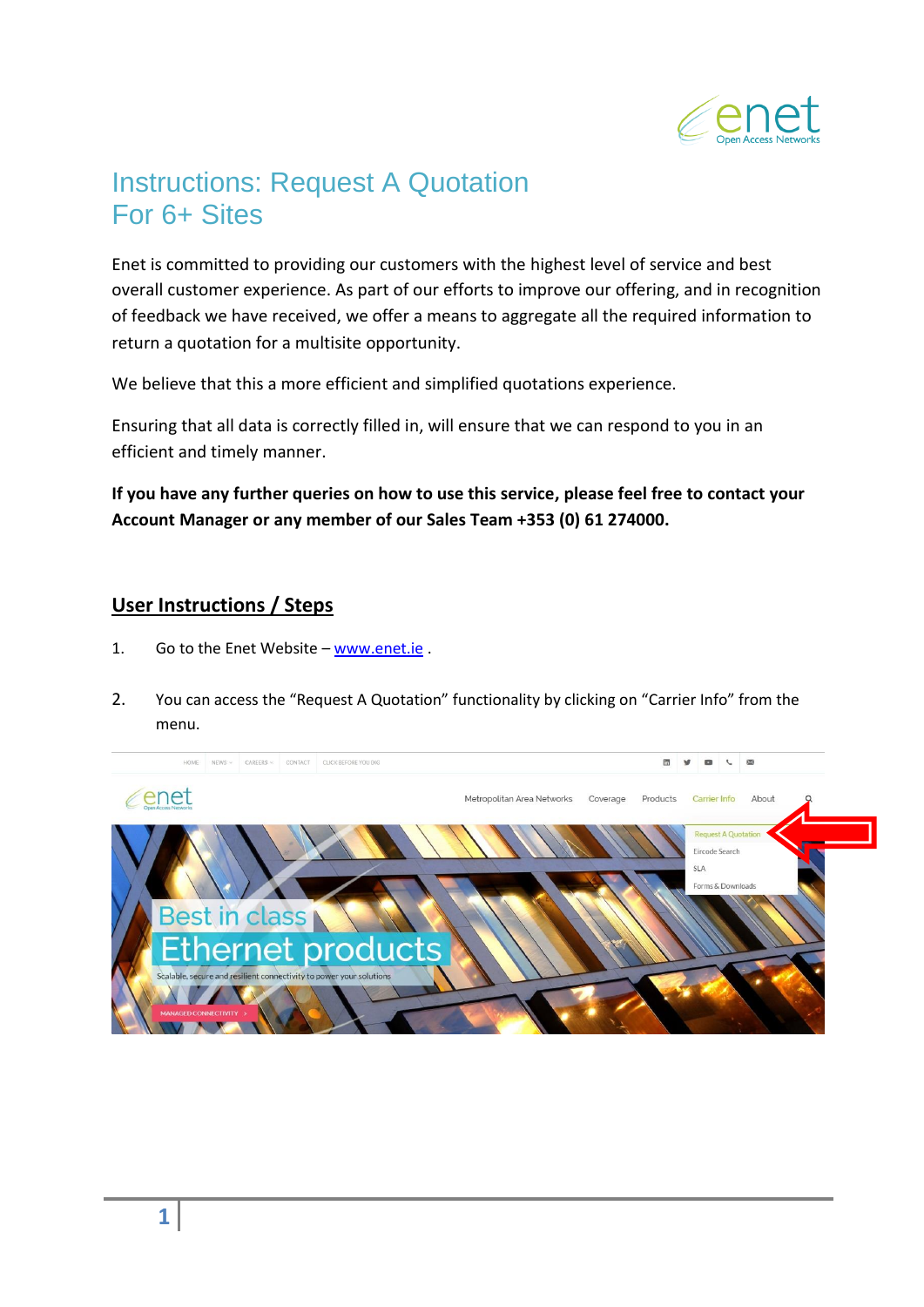# Instructions: Request A Quotation For 6+ Sites

Enet is committed to providing our customers with the highest level of service and best overall customer experience. As part of our efforts to improve our offering, and in recognition of feedback we have received, we offer a means to aggregate all the required information to return a quotation for a multisite opportunity.

We believe that this a more efficient and simplified quotations experience.

Ensuring that all data is correctly filled in, will ensure that we can respond to you in an efficient and timely manner.

**If you have any further queries on how to use this service, please feel free to contact your Account Manager or any member of our Sales Team +353 (0) 61 274000.**

## User Instructions / Steps

1. Go to the Enet Website – [www.enet.ie](http://www.enet.ie) .

2. You can access the "Request A Quotation" functionality by clicking on "Carrier Info" from the menu.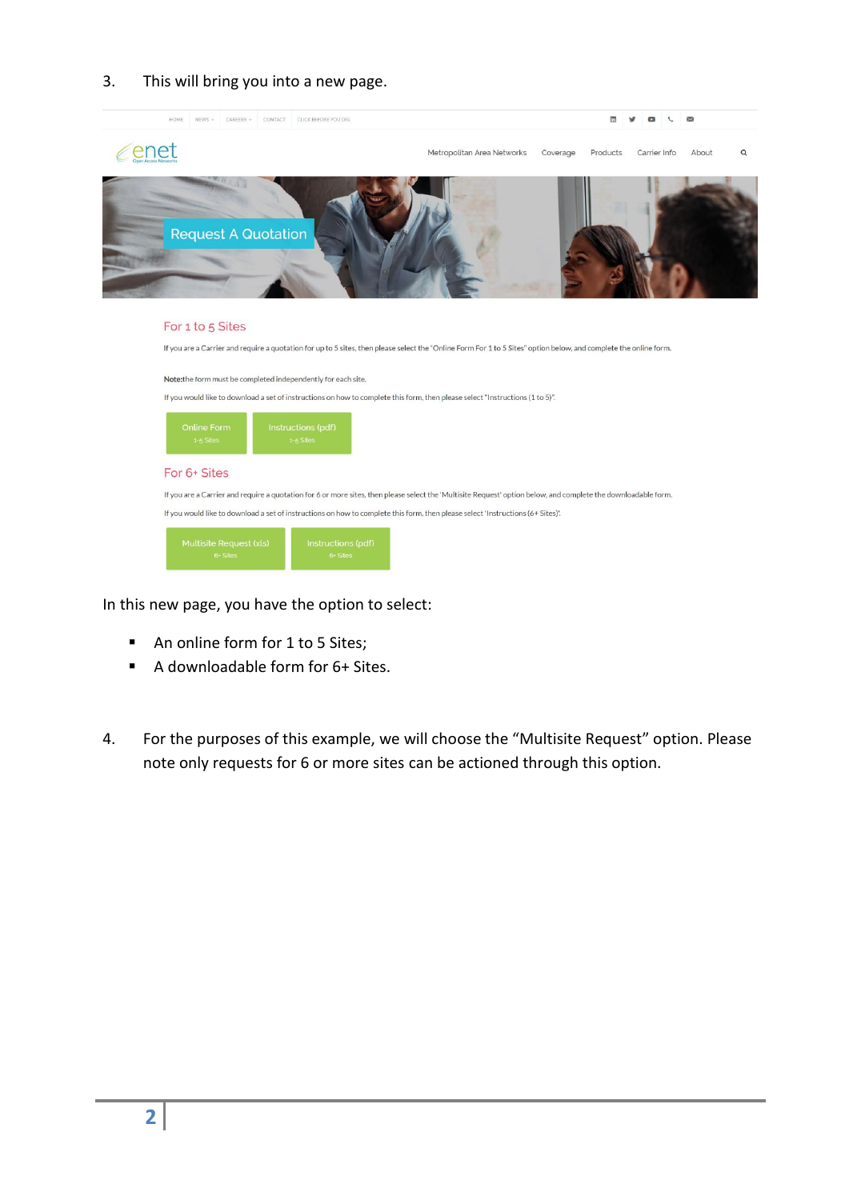3. This will bring you into a new page.

HOME | NEWS | CAREERS | CONTACT | CLICK BEFORE YOU DIG

enet
Open Access Networks

Metropolitan Area Networks | Coverage | Products | Carrier Info | About

Request A Quotation

For 1 to 5 Sites

If you are a Carrier and require a quotation for up to 5 sites, then please select the "Online Form For 1 to 5 Sites" option below, and complete the online form.

**Note:** the form must be completed independently for each site.

If you would like to download a set of instructions on how to complete this form, then please select "Instructions (1 to 5)".

Online Form
1-5 Sites

Instructions (pdf)
1-5 Sites

For 6+ Sites

If you are a Carrier and require a quotation for 6 or more sites, then please select the 'Multisite Request' option below, and complete the downloadable form.

If you would like to download a set of instructions on how to complete this form, then please select 'Instructions (6+ Sites)'.

Multisite Request (xls)
6+ Sites

Instructions (pdf)
6+ Sites

In this new page, you have the option to select:

- An online form for 1 to 5 Sites;
- A downloadable form for 6+ Sites.

4. For the purposes of this example, we will choose the "Multisite Request" option. Please note only requests for 6 or more sites can be actioned through this option.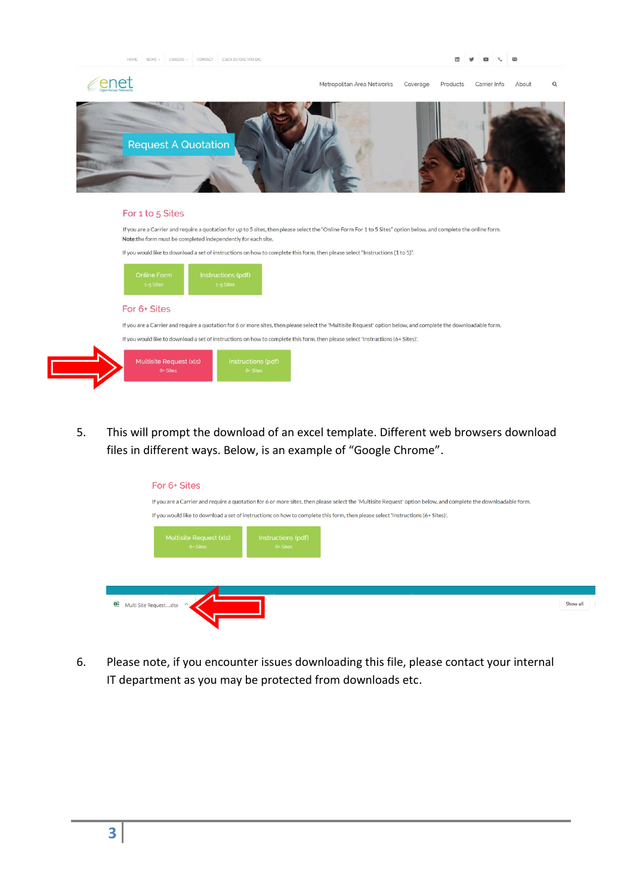5. This will prompt the download of an excel template. Different web browsers download files in different ways. Below, is an example of “Google Chrome”.

6. Please note, if you encounter issues downloading this file, please contact your internal IT department as you may be protected from downloads etc.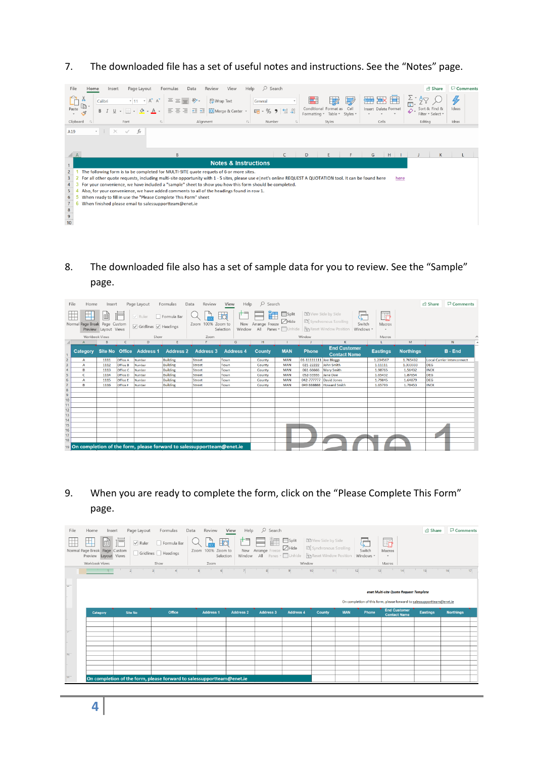7. The downloaded file has a set of useful notes and instructions. See the "Notes" page.

| | Notes & Instructions |
|---|---|
| 1 | The following form is to be completed for MULTI-SITE quote requests of 6 or more sites. |
| 2 | For all other quote requests, including multi-site opportunity with 1 - 5 sites, please use e\|net's online REQUEST A QUOTATION tool. It can be found here here |
| 3 | For your convenience, we have included a "sample" sheet to show you how this form should be completed. |
| 4 | Also, for your convenience, we have added comments to all of the headings found in row 1. |
| 5 | When ready to fill in use the "Please Complete This Form" sheet |
| 6 | When finished please email to salessupportteam@enet.ie |

8. The downloaded file also has a set of sample data for you to review. See the "Sample" page.

| Category | Site No | Office | Address 1 | Address 2 | Address 3 | Address 4 | County | MAN | Phone | End Customer Contact Name | Eastings | Northings | B - End |
|---|---|---|---|---|---|---|---|---|---|---|---|---|---|
| A | 1111 | Office A | Number | Building | Street | Town | County | MAN | 01-11111111 | Joe Bloggs | 1.234567 | 1.765432 | Local Carrier Interconnect |
| A | 1112 | Office B | Number | Building | Street | Town | County | MAN | 021-22222 | John Smith | 1.11111 | 1.333333 | DEG |
| B | 1113 | Office C | Number | Building | Street | Town | County | MAN | 061-66666 | Mary Smith | 1.98765 | 1.56432 | INEX |
| C | 1114 | Office D | Number | Building | Street | Town | County | MAN | 052-55555 | Jane Doe | 1.65432 | 1.87654 | DEG |
| A | 1115 | Office E | Number | Building | Street | Town | County | MAN | 042-777777 | David Jones | 1.79845 | 1.64879 | DEG |
| B | 1116 | Office F | Number | Building | Street | Town | County | MAN | 049 888888 | Howard Smith | 1.65793 | 1.78453 | INEX |

On completion of the form, please forward to salessupportteam@enet.ie

9. When you are ready to complete the form, click on the "Please Complete This Form" page.

enet Multi-site Quote Request Template

On completion of this form, please forward to salessupportteam@enet.ie

| Category | Site No | Office | Address 1 | Address 2 | Address 3 | Address 4 | County | MAN | Phone | End Customer Contact Name | Eastings | Northings |
|---|---|---|---|---|---|---|---|---|---|---|---|---|

On completion of the form, please forward to salessupportteam@enet.ie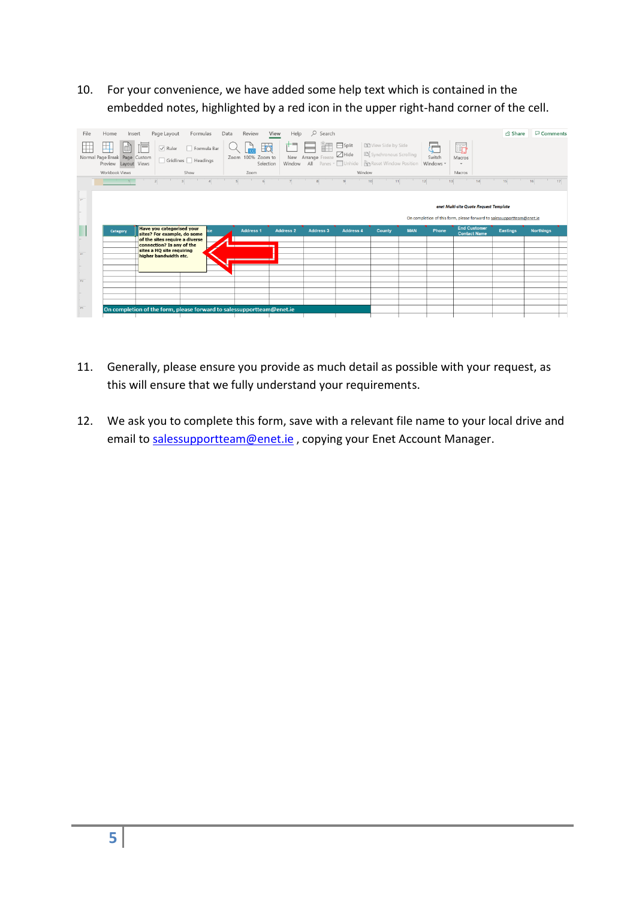10. For your convenience, we have added some help text which is contained in the embedded notes, highlighted by a red icon in the upper right-hand corner of the cell.

11. Generally, please ensure you provide as much detail as possible with your request, as this will ensure that we fully understand your requirements.

12. We ask you to complete this form, save with a relevant file name to your local drive and email to salessupportteam@enet.ie , copying your Enet Account Manager.